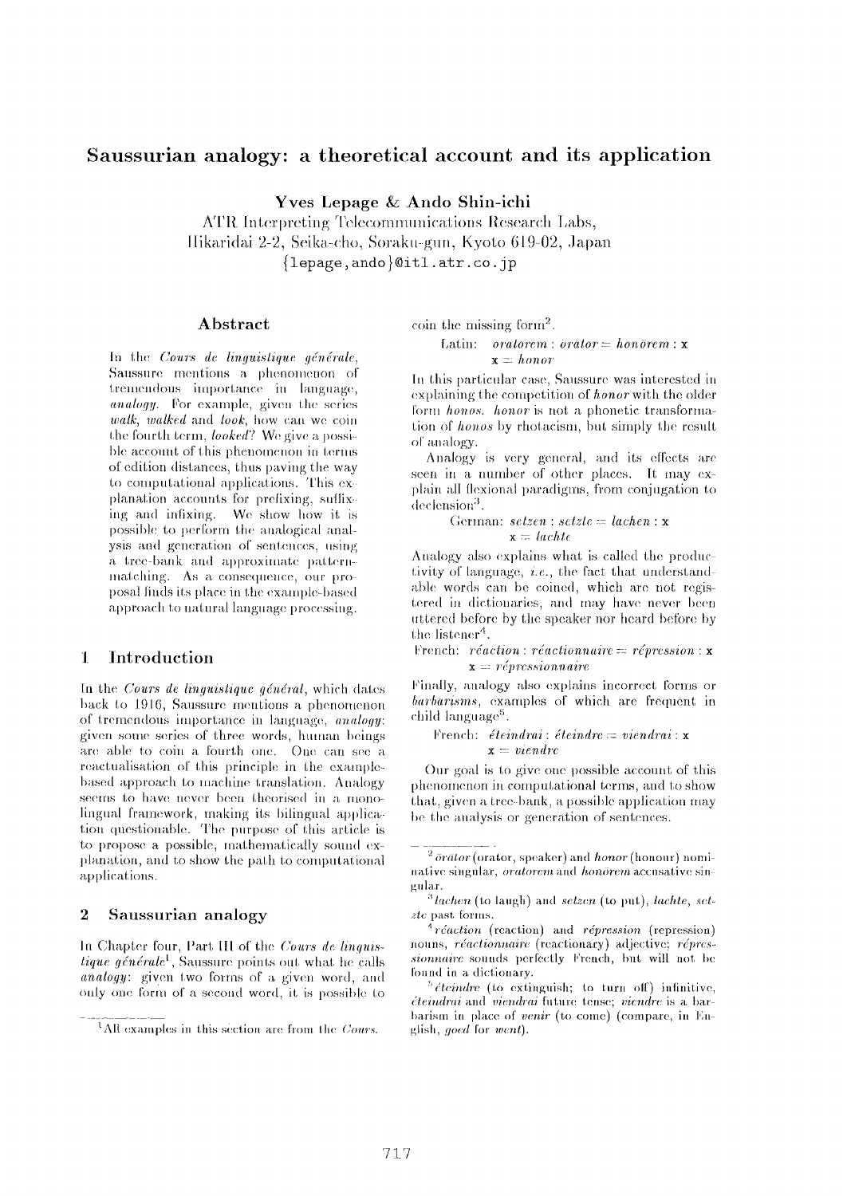# Saussurian analogy: a theoretical account and its application

**Yves Lepage & Ando Shin-ichi**

ATR Interpreting Telecommunications Research Labs,
Hikaridai 2-2, Seika-cho, Soraku-gun, Kyoto 619-02, Japan
{lepage,ando}@itl.atr.co.jp

## Abstract

In the *Cours de linguistique générale*, Saussure mentions a phenomenon of tremendous importance in language, *analogy*. For example, given the series *walk*, *walked* and *look*, how can we coin the fourth term, *looked*? We give a possible account of this phenomenon in terms of edition distances, thus paving the way to computational applications. This explanation accounts for prefixing, suffixing and infixing. We show how it is possible to perform the analogical analysis and generation of sentences, using a tree-bank and approximate pattern-matching. As a consequence, our proposal finds its place in the example-based approach to natural language processing.

## 1 Introduction

In the *Cours de linguistique général*, which dates back to 1916, Saussure mentions a phenomenon of tremendous importance in language, *analogy*: given some series of three words, human beings are able to coin a fourth one. One can see a reactualisation of this principle in the example-based approach to machine translation. Analogy seems to have never been theorised in a monolingual framework, making its bilingual application questionable. The purpose of this article is to propose a possible, mathematically sound explanation, and to show the path to computational applications.

## 2 Saussurian analogy

In Chapter four, Part III of the *Cours de linguistique générale*[1], Saussure points out what he calls *analogy*: given two forms of a given word, and only one form of a second word, it is possible to coin the missing form[2].

Latin: *oratorem* : *ōrātor* = *honōrem* : x
x = *honor*

In this particular case, Saussure was interested in explaining the competition of *honor* with the older form *honos*. *honor* is not a phonetic transformation of *honos* by rhotacism, but simply the result of analogy.

Analogy is very general, and its effects are seen in a number of other places. It may explain all flexional paradigms, from conjugation to declension[3].

German: *setzen* : *setzte* = *lachen* : x
x = *lachte*

Analogy also explains what is called the productivity of language, *i.e.*, the fact that understandable words can be coined, which are not registered in dictionaries, and may have never been uttered before by the speaker nor heard before by the listener[4].

French: *réaction* : *réactionnaire* = *répression* : x
x = *répressionnaire*

Finally, analogy also explains incorrect forms or *barbarisms*, examples of which are frequent in child language[5].

French: *éteindrai* : *éteindre* = *viendrai* : x
x = *viendre*

Our goal is to give one possible account of this phenomenon in computational terms, and to show that, given a tree-bank, a possible application may be the analysis or generation of sentences.

---

[1] All examples in this section are from the *Cours*.

[2] *ōrātor* (orator, speaker) and *honor* (honour) nominative singular, *oratorem* and *honōrem* accusative singular.

[3] *lachen* (to laugh) and *setzen* (to put), *lachte*, *setzte* past forms.

[4] *réaction* (reaction) and *répression* (repression) nouns, *réactionnaire* (reactionary) adjective; *répressionnaire* sounds perfectly French, but will not be found in a dictionary.

[5] *éteindre* (to extinguish; to turn off) infinitive, *éteindrai* and *viendrai* future tense; *viendre* is a barbarism in place of *venir* (to come) (compare, in English, *goed* for *went*).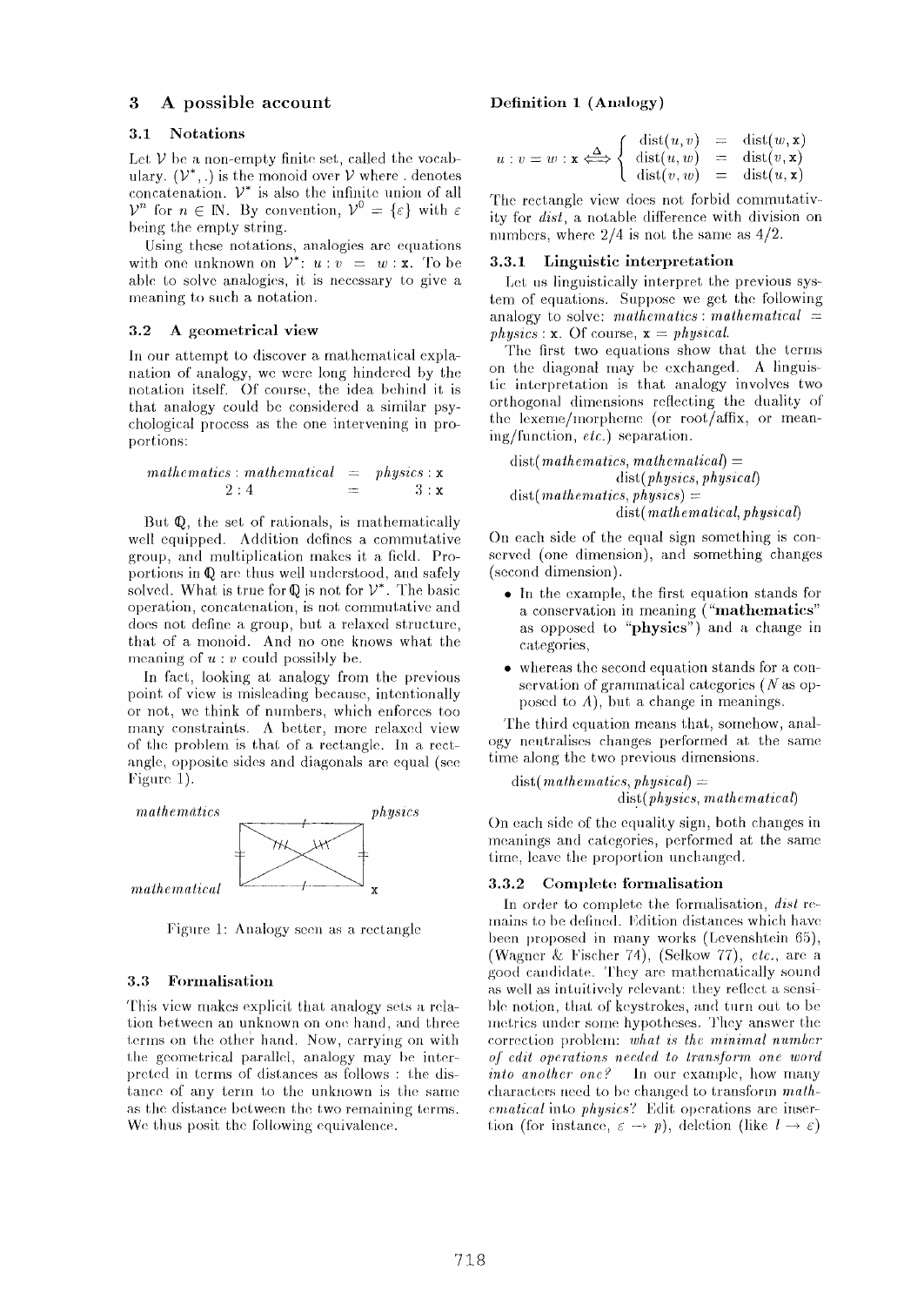## 3 A possible account

### 3.1 Notations

Let $\mathcal{V}$ be a non-empty finite set, called the vocabulary. $(\mathcal{V}^*, .)$ is the monoid over $\mathcal{V}$ where . denotes concatenation. $\mathcal{V}^*$ is also the infinite union of all $\mathcal{V}^n$ for $n \in \mathbb{N}$. By convention, $\mathcal{V}^0 = \{\varepsilon\}$ with $\varepsilon$ being the empty string.

Using these notations, analogies are equations with one unknown on $\mathcal{V}^*$: $u : v = w : \mathtt{x}$. To be able to solve analogies, it is necessary to give a meaning to such a notation.

### 3.2 A geometrical view

In our attempt to discover a mathematical explanation of analogy, we were long hindered by the notation itself. Of course, the idea behind it is that analogy could be considered a similar psychological process as the one intervening in proportions:

$$\begin{array}{rcl} \textit{mathematics} : \textit{mathematical} & = & \textit{physics} : \mathtt{x} \\ 2 : 4 & = & 3 : \mathtt{x} \end{array}$$

But $\mathbb{Q}$, the set of rationals, is mathematically well equipped. Addition defines a commutative group, and multiplication makes it a field. Proportions in $\mathbb{Q}$ are thus well understood, and safely solved. What is true for $\mathbb{Q}$ is not for $\mathcal{V}^*$. The basic operation, concatenation, is not commutative and does not define a group, but a relaxed structure, that of a monoid. And no one knows what the meaning of $u : v$ could possibly be.

In fact, looking at analogy from the previous point of view is misleading because, intentionally or not, we think of numbers, which enforces too many constraints. A better, more relaxed view of the problem is that of a rectangle. In a rectangle, opposite sides and diagonals are equal (see Figure 1).

Figure 1: Analogy seen as a rectangle

### 3.3 Formalisation

This view makes explicit that analogy sets a relation between an unknown on one hand, and three terms on the other hand. Now, carrying on with the geometrical parallel, analogy may be interpreted in terms of distances as follows : the distance of any term to the unknown is the same as the distance between the two remaining terms. We thus posit the following equivalence.

**Definition 1 (Analogy)**

$$u : v = w : \mathtt{x} \overset{\Delta}{\iff} \left\{ \begin{array}{rcl} \mathrm{dist}(u, v) & = & \mathrm{dist}(w, \mathtt{x}) \\ \mathrm{dist}(u, w) & = & \mathrm{dist}(v, \mathtt{x}) \\ \mathrm{dist}(v, w) & = & \mathrm{dist}(u, \mathtt{x}) \end{array} \right.$$

The rectangle view does not forbid commutativity for *dist*, a notable difference with division on numbers, where $2/4$ is not the same as $4/2$.

#### 3.3.1 Linguistic interpretation

Let us linguistically interpret the previous system of equations. Suppose we get the following analogy to solve: *mathematics* : *mathematical* = *physics* : $\mathtt{x}$. Of course, $\mathtt{x}$ = *physical*.

The first two equations show that the terms on the diagonal may be exchanged. A linguistic interpretation is that analogy involves two orthogonal dimensions reflecting the duality of the lexeme/morpheme (or root/affix, or meaning/function, *etc.*) separation.

dist(*mathematics*, *mathematical*) = dist(*physics*, *physical*)
dist(*mathematics*, *physics*) = dist(*mathematical*, *physical*)

On each side of the equal sign something is conserved (one dimension), and something changes (second dimension).

- In the example, the first equation stands for a conservation in meaning ("**mathematics**" as opposed to "**physics**") and a change in categories,
- whereas the second equation stands for a conservation of grammatical categories ($N$ as opposed to $A$), but a change in meanings.

The third equation means that, somehow, analogy neutralises changes performed at the same time along the two previous dimensions.

dist(*mathematics*, *physical*) = dist(*physics*, *mathematical*)

On each side of the equality sign, both changes in meanings and categories, performed at the same time, leave the proportion unchanged.

#### 3.3.2 Complete formalisation

In order to complete the formalisation, *dist* remains to be defined. Edition distances which have been proposed in many works (Levenshtein 65), (Wagner & Fischer 74), (Selkow 77), *etc.*, are a good candidate. They are mathematically sound as well as intuitively relevant: they reflect a sensible notion, that of keystrokes, and turn out to be metrics under some hypotheses. They answer the correction problem: *what is the minimal number of edit operations needed to transform one word into another one?* In our example, how many characters need to be changed to transform *mathematical* into *physics*? Edit operations are insertion (for instance, $\varepsilon \rightarrow p$), deletion (like $l \rightarrow \varepsilon$)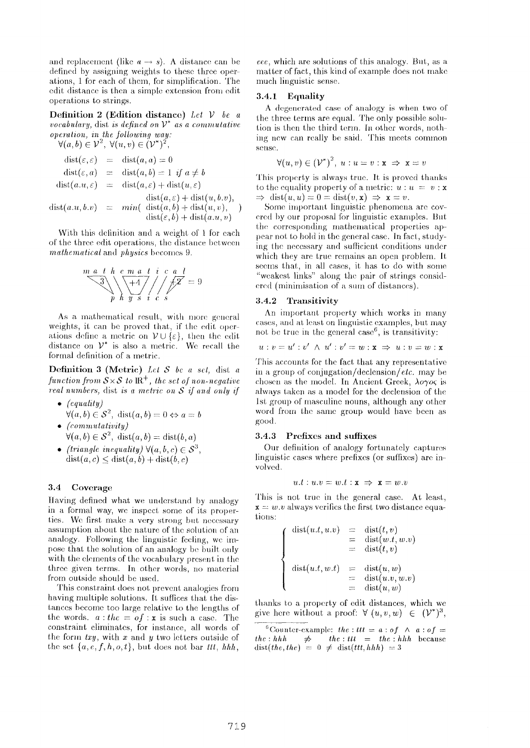and replacement (like $a \rightarrow s$). A distance can be defined by assigning weights to these three operations, 1 for each of them, for simplification. The edit distance is then a simple extension from edit operations to strings.

**Definition 2 (Edition distance)** *Let $\mathcal{V}$ be a vocabulary,* dist *is defined on $\mathcal{V}^*$ as a commutative operation, in the following way:*
$\forall (a,b) \in \mathcal{V}^2,\ \forall (u,v) \in (\mathcal{V}^*)^2,$

$$
\begin{aligned}
\text{dist}(\varepsilon,\varepsilon) &= \text{dist}(a,a) = 0 \\
\text{dist}(\varepsilon,a) &= \text{dist}(a,b) = 1 \text{ if } a \neq b \\
\text{dist}(a.u,\varepsilon) &= \text{dist}(a,\varepsilon) + \text{dist}(u,\varepsilon) \\
\text{dist}(a.u,b.v) &= min\left( \begin{array}{l} \text{dist}(a,\varepsilon) + \text{dist}(u,b.v), \\ \text{dist}(a,b) + \text{dist}(u,v), \\ \text{dist}(\varepsilon,b) + \text{dist}(a.u,v) \end{array} \right)
\end{aligned}
$$

With this definition and a weight of 1 for each of the three edit operations, the distance between *mathematical* and *physics* becomes 9.

$$
\begin{array}{c}
m\ a\ t\ h\ e\ m\ a\ t\ i\ c\ a\ l \\
3 \quad +4 \quad +2 \;=\; 9 \\
p\ h\ y\ s\ i\ c\ s
\end{array}
$$

As a mathematical result, with more general weights, it can be proved that, if the edit operations define a metric on $\mathcal{V} \cup \{\varepsilon\}$, then the edit distance on $\mathcal{V}^*$ is also a metric. We recall the formal definition of a metric.

**Definition 3 (Metric)** *Let $\mathcal{S}$ be a set,* dist *a function from $\mathcal{S} \times \mathcal{S}$ to $\mathbb{R}^+$, the set of non-negative real numbers,* dist *is a metric on $\mathcal{S}$ if and only if*

- *(equality)*
  $\forall (a,b) \in \mathcal{S}^2,\ \text{dist}(a,b) = 0 \Leftrightarrow a = b$
- *(commutativity)*
  $\forall (a,b) \in \mathcal{S}^2,\ \text{dist}(a,b) = \text{dist}(b,a)$
- *(triangle inequality)* $\forall (a,b,c) \in \mathcal{S}^3$,
  $\text{dist}(a,c) \leq \text{dist}(a,b) + \text{dist}(b,c)$

### 3.4 Coverage

Having defined what we understand by analogy in a formal way, we inspect some of its properties. We first make a very strong but necessary assumption about the nature of the solution of an analogy. Following the linguistic feeling, we impose that the solution of an analogy be built only with the elements of the vocabulary present in the three given terms. In other words, no material from outside should be used.

This constraint does not prevent analogies from having multiple solutions. It suffices that the distances become too large relative to the lengths of the words. $a : the = of : \mathbf{x}$ is such a case. The constraint eliminates, for instance, all words of the form $txy$, with $x$ and $y$ two letters outside of the set $\{a, e, f, h, o, t\}$, but does not bar *ttt*, *hhh*, *eee*, which are solutions of this analogy. But, as a matter of fact, this kind of example does not make much linguistic sense.

#### 3.4.1 Equality

A degenerated case of analogy is when two of the three terms are equal. The only possible solution is then the third term. In other words, nothing new can really be said. This meets common sense.

$$\forall (u,v) \in (\mathcal{V}^*)^2,\ u : u = v : \mathbf{x} \Rightarrow \mathbf{x} = v$$

This property is always true. It is proved thanks to the equality property of a metric: $u : u = v : \mathbf{x} \Rightarrow \text{dist}(u,u) = 0 = \text{dist}(v,\mathbf{x}) \Rightarrow \mathbf{x} = v$.

Some important linguistic phenomena are covered by our proposal for linguistic examples. But the corresponding mathematical properties appear not to hold in the general case. In fact, studying the necessary and sufficient conditions under which they are true remains an open problem. It seems that, in all cases, it has to do with some "weakest links" along the pair of strings considered (minimisation of a sum of distances).

#### 3.4.2 Transitivity

An important property which works in many cases, and at least on linguistic examples, but may not be true in the general case[6], is transitivity:

$$u : v = u' : v' \ \wedge\ u' : v' = w : \mathbf{x} \Rightarrow u : v = w : \mathbf{x}$$

This accounts for the fact that any representative in a group of conjugation/declension/*etc.* may be chosen as the model. In Ancient Greek, $\lambda o\gamma o\varsigma$ is always taken as a model for the declension of the 1st group of masculine nouns, although any other word from the same group would have been as good.

#### 3.4.3 Prefixes and suffixes

Our definition of analogy fortunately captures linguistic cases where prefixes (or suffixes) are involved.

$$u.t : u.v = w.t : \mathbf{x} \Rightarrow \mathbf{x} = w.v$$

This is not true in the general case. At least, $\mathbf{x} = w.v$ always verifies the first two distance equations:

$$
\left\{
\begin{aligned}
\text{dist}(u.t, u.v) &= \text{dist}(t,v) \\
&= \text{dist}(w.t, w.v) \\
&= \text{dist}(t,v) \\
\text{dist}(u.t, w.t) &= \text{dist}(u,w) \\
&= \text{dist}(u.v, w.v) \\
&= \text{dist}(u,w)
\end{aligned}
\right.
$$

thanks to a property of edit distances, which we give here without a proof: $\forall\ (u,v,w) \in (\mathcal{V}^*)^3$,

[6] Counter-example: $the : ttt = a : of \ \wedge\ a : of = the : hhh \quad \not\Rightarrow \quad the : ttt = the : hhh$ because $\text{dist}(the, the) = 0 \neq \text{dist}(ttt, hhh) = 3$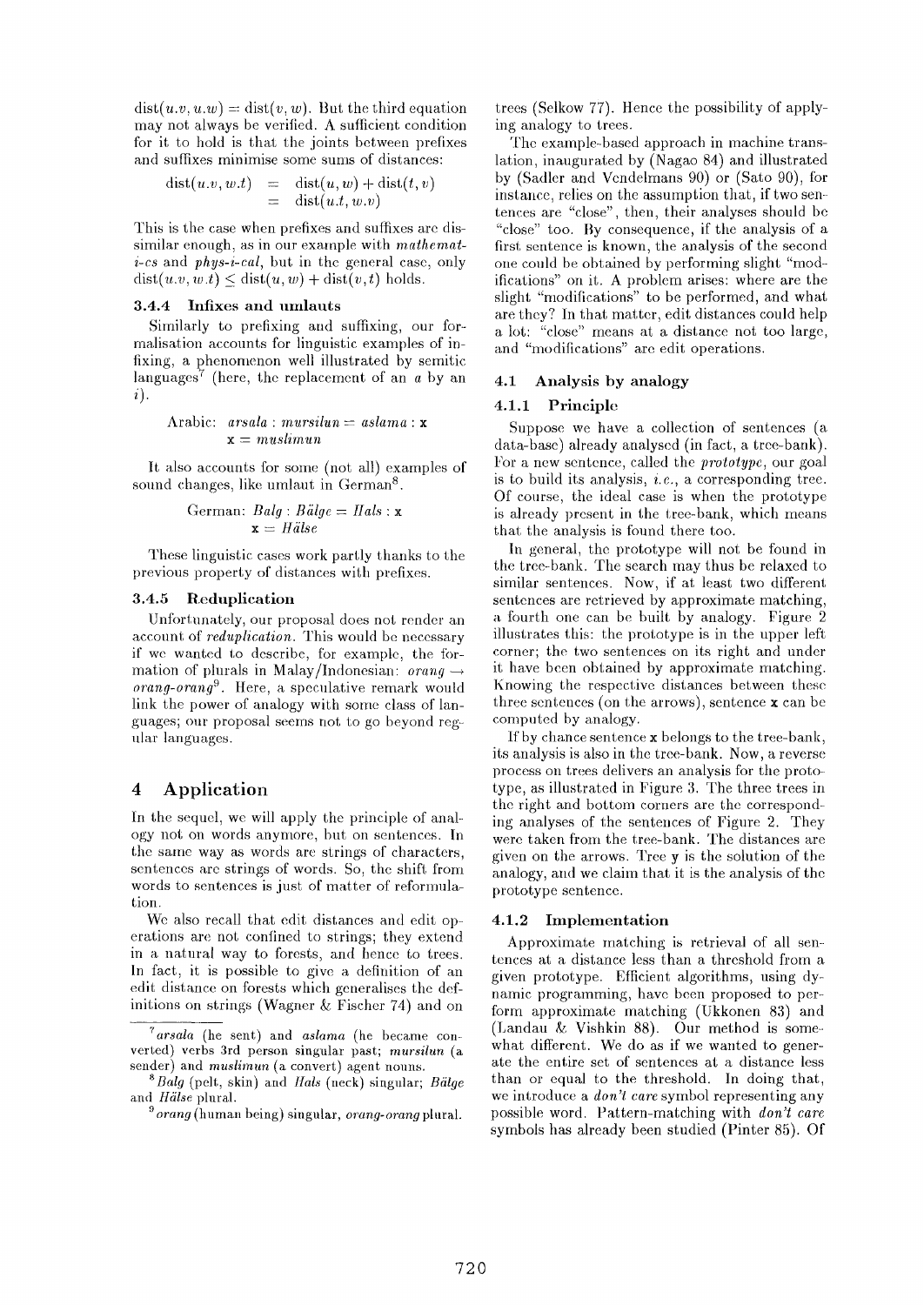$\text{dist}(u.v, u.w) = \text{dist}(v, w)$. But the third equation may not always be verified. A sufficient condition for it to hold is that the joints between prefixes and suffixes minimise some sums of distances:

$$\begin{aligned}\text{dist}(u.v, w.t) &= \text{dist}(u, w) + \text{dist}(t, v) \\ &= \text{dist}(u.t, w.v)\end{aligned}$$

This is the case when prefixes and suffixes are dissimilar enough, as in our example with *mathemat-i-cs* and *phys-i-cal*, but in the general case, only $\text{dist}(u.v, w.t) \leq \text{dist}(u, w) + \text{dist}(v, t)$ holds.

#### 3.4.4 Infixes and umlauts

Similarly to prefixing and suffixing, our formalisation accounts for linguistic examples of infixing, a phenomenon well illustrated by semitic languages[7] (here, the replacement of an *a* by an *i*).

Arabic: *arsala* : *mursilun* = *aslama* : **x**
**x** = *muslimun*

It also accounts for some (not all) examples of sound changes, like umlaut in German[8].

German: *Balg* : *Bälge* = *Hals* : **x**
**x** = *Hälse*

These linguistic cases work partly thanks to the previous property of distances with prefixes.

#### 3.4.5 Reduplication

Unfortunately, our proposal does not render an account of *reduplication*. This would be necessary if we wanted to describe, for example, the formation of plurals in Malay/Indonesian: *orang* → *orang-orang*[9]. Here, a speculative remark would link the power of analogy with some class of languages; our proposal seems not to go beyond regular languages.

## 4 Application

In the sequel, we will apply the principle of analogy not on words anymore, but on sentences. In the same way as words are strings of characters, sentences are strings of words. So, the shift from words to sentences is just of matter of reformulation.

We also recall that edit distances and edit operations are not confined to strings; they extend in a natural way to forests, and hence to trees. In fact, it is possible to give a definition of an edit distance on forests which generalises the definitions on strings (Wagner & Fischer 74) and on trees (Selkow 77). Hence the possibility of applying analogy to trees.

The example-based approach in machine translation, inaugurated by (Nagao 84) and illustrated by (Sadler and Vendelmans 90) or (Sato 90), for instance, relies on the assumption that, if two sentences are "close", then, their analyses should be "close" too. By consequence, if the analysis of a first sentence is known, the analysis of the second one could be obtained by performing slight "modifications" on it. A problem arises: where are the slight "modifications" to be performed, and what are they? In that matter, edit distances could help a lot: "close" means at a distance not too large, and "modifications" are edit operations.

### 4.1 Analysis by analogy

#### 4.1.1 Principle

Suppose we have a collection of sentences (a data-base) already analysed (in fact, a tree-bank). For a new sentence, called the *prototype*, our goal is to build its analysis, *i.e.*, a corresponding tree. Of course, the ideal case is when the prototype is already present in the tree-bank, which means that the analysis is found there too.

In general, the prototype will not be found in the tree-bank. The search may thus be relaxed to similar sentences. Now, if at least two different sentences are retrieved by approximate matching, a fourth one can be built by analogy. Figure 2 illustrates this: the prototype is in the upper left corner; the two sentences on its right and under it have been obtained by approximate matching. Knowing the respective distances between these three sentences (on the arrows), sentence **x** can be computed by analogy.

If by chance sentence **x** belongs to the tree-bank, its analysis is also in the tree-bank. Now, a reverse process on trees delivers an analysis for the prototype, as illustrated in Figure 3. The three trees in the right and bottom corners are the corresponding analyses of the sentences of Figure 2. They were taken from the tree-bank. The distances are given on the arrows. Tree **y** is the solution of the analogy, and we claim that it is the analysis of the prototype sentence.

#### 4.1.2 Implementation

Approximate matching is retrieval of all sentences at a distance less than a threshold from a given prototype. Efficient algorithms, using dynamic programming, have been proposed to perform approximate matching (Ukkonen 83) and (Landau & Vishkin 88). Our method is somewhat different. We do as if we wanted to generate the entire set of sentences at a distance less than or equal to the threshold. In doing that, we introduce a *don't care* symbol representing any possible word. Pattern-matching with *don't care* symbols has already been studied (Pinter 85). Of

---

[7] *arsala* (he sent) and *aslama* (he became converted) verbs 3rd person singular past; *mursilun* (a sender) and *muslimun* (a convert) agent nouns.

[8] *Balg* (pelt, skin) and *Hals* (neck) singular; *Bälge* and *Hälse* plural.

[9] *orang* (human being) singular, *orang-orang* plural.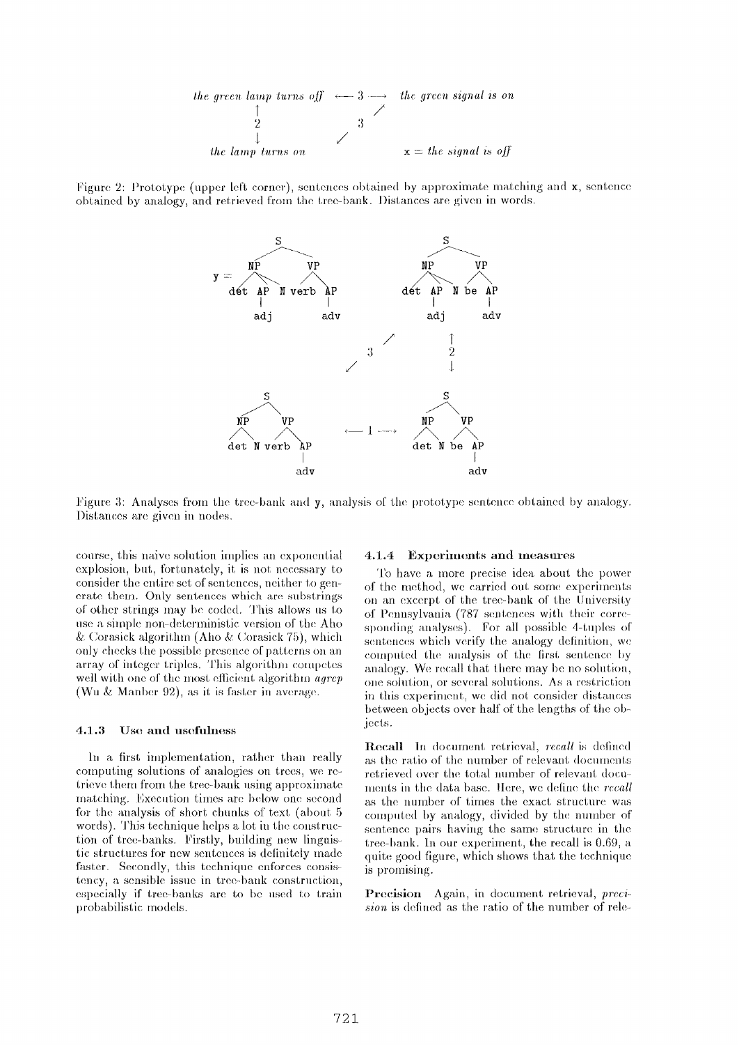Figure 2: Prototype (upper left corner), sentences obtained by approximate matching and **x**, sentence obtained by analogy, and retrieved from the tree-bank. Distances are given in words.

Figure 3: Analyses from the tree-bank and **y**, analysis of the prototype sentence obtained by analogy. Distances are given in nodes.

course, this naive solution implies an exponential explosion, but, fortunately, it is not necessary to consider the entire set of sentences, neither to generate them. Only sentences which are substrings of other strings may be coded. This allows us to use a simple non-deterministic version of the Aho & Corasick algorithm (Aho & Corasick 75), which only checks the possible presence of patterns on an array of integer triples. This algorithm competes well with one of the most efficient algorithm *agrep* (Wu & Manber 92), as it is faster in average.

#### 4.1.3 Use and usefulness

In a first implementation, rather than really computing solutions of analogies on trees, we retrieve them from the tree-bank using approximate matching. Execution times are below one second for the analysis of short chunks of text (about 5 words). This technique helps a lot in the construction of tree-banks. Firstly, building new linguistic structures for new sentences is definitely made faster. Secondly, this technique enforces consistency, a sensible issue in tree-bank construction, especially if tree-banks are to be used to train probabilistic models.

#### 4.1.4 Experiments and measures

To have a more precise idea about the power of the method, we carried out some experiments on an excerpt of the tree-bank of the University of Pennsylvania (787 sentences with their corresponding analyses). For all possible 4-tuples of sentences which verify the analogy definition, we computed the analysis of the first sentence by analogy. We recall that there may be no solution, one solution, or several solutions. As a restriction in this experiment, we did not consider distances between objects over half of the lengths of the objects.

**Recall** In document retrieval, *recall* is defined as the ratio of the number of relevant documents retrieved over the total number of relevant documents in the data base. Here, we define the *recall* as the number of times the exact structure was computed by analogy, divided by the number of sentence pairs having the same structure in the tree-bank. In our experiment, the recall is 0.69, a quite good figure, which shows that the technique is promising.

**Precision** Again, in document retrieval, *precision* is defined as the ratio of the number of rele-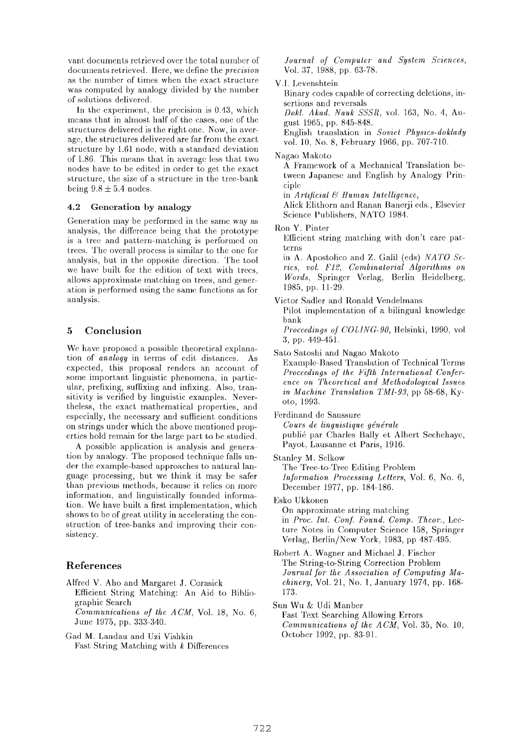vant documents retrieved over the total number of documents retrieved. Here, we define the *precision* as the number of times when the exact structure was computed by analogy divided by the number of solutions delivered.

In the experiment, the precision is 0.43, which means that in almost half of the cases, one of the structures delivered is the right one. Now, in average, the structures delivered are far from the exact structure by 1.61 node, with a standard deviation of 1.86. This means that in average less that two nodes have to be edited in order to get the exact structure, the size of a structure in the tree-bank being $9.8 \pm 5.4$ nodes.

### 4.2 Generation by analogy

Generation may be performed in the same way as analysis, the difference being that the prototype is a tree and pattern-matching is performed on trees. The overall process is similar to the one for analysis, but in the opposite direction. The tool we have built for the edition of text with trees, allows approximate matching on trees, and generation is performed using the same functions as for analysis.

## 5 Conclusion

We have proposed a possible theoretical explanation of *analogy* in terms of edit distances. As expected, this proposal renders an account of some important linguistic phenomena, in particular, prefixing, suffixing and infixing. Also, transitivity is verified by linguistic examples. Nevertheless, the exact mathematical properties, and especially, the necessary and sufficient conditions on strings under which the above mentioned properties hold remain for the large part to be studied.

A possible application is analysis and generation by analogy. The proposed technique falls under the example-based approaches to natural language processing, but we think it may be safer than previous methods, because it relies on more information, and linguistically founded information. We have built a first implementation, which shows to be of great utility in accelerating the construction of tree-banks and improving their consistency.

## References

Alfred V. Aho and Margaret J. Corasick
Efficient String Matching: An Aid to Bibliographic Search
*Communications of the ACM*, Vol. 18, No. 6, June 1975, pp. 333-340.

Gad M. Landau and Uzi Vishkin
Fast String Matching with $k$ Differences
*Journal of Computer and System Sciences*, Vol. 37, 1988, pp. 63-78.

V.I. Levenshtein
Binary codes capable of correcting deletions, insertions and reversals
*Dokl. Akad. Nauk SSSR*, vol. 163, No. 4, August 1965, pp. 845-848.
English translation in *Soviet Physics-doklady* vol. 10, No. 8, February 1966, pp. 707-710.

Nagao Makoto
A Framework of a Mechanical Translation between Japanese and English by Analogy Principle
in *Artificial & Human Intelligence*,
Alick Elithorn and Ranan Banerji eds., Elsevier Science Publishers, NATO 1984.

Ron Y. Pinter
Efficient string matching with don't care patterns
in A. Apostolico and Z. Galil (eds) *NATO Series, vol. F12, Combinatorial Algorithms on Words*, Springer Verlag, Berlin Heidelberg, 1985, pp. 11-29.

Victor Sadler and Ronald Vendelmans
Pilot implementation of a bilingual knowledge bank
*Proceedings of COLING-90*, Helsinki, 1990, vol 3, pp. 449-451.

Sato Satoshi and Nagao Makoto
Example-Based Translation of Technical Terms
*Proceedings of the Fifth International Conference on Theoretical and Methodological Issues in Machine Translation TMI-93*, pp 58-68, Kyoto, 1993.

Ferdinand de Saussure
*Cours de linguistique générale*
publié par Charles Bally et Albert Sechehaye, Payot, Lausanne et Paris, 1916.

Stanley M. Selkow
The Tree-to-Tree Editing Problem
*Information Processing Letters*, Vol. 6, No. 6, December 1977, pp. 184-186.

Esko Ukkonen
On approximate string matching
in *Proc. Int. Conf. Found. Comp. Theor.*, Lecture Notes in Computer Science 158, Springer Verlag, Berlin/New York, 1983, pp 487-495.

Robert A. Wagner and Michael J. Fischer
The String-to-String Correction Problem
*Journal for the Association of Computing Machinery*, Vol. 21, No. 1, January 1974, pp. 168-173.

Sun Wu & Udi Manber
Fast Text Searching Allowing Errors
*Communications of the ACM*, Vol. 35, No. 10, October 1992, pp. 83-91.